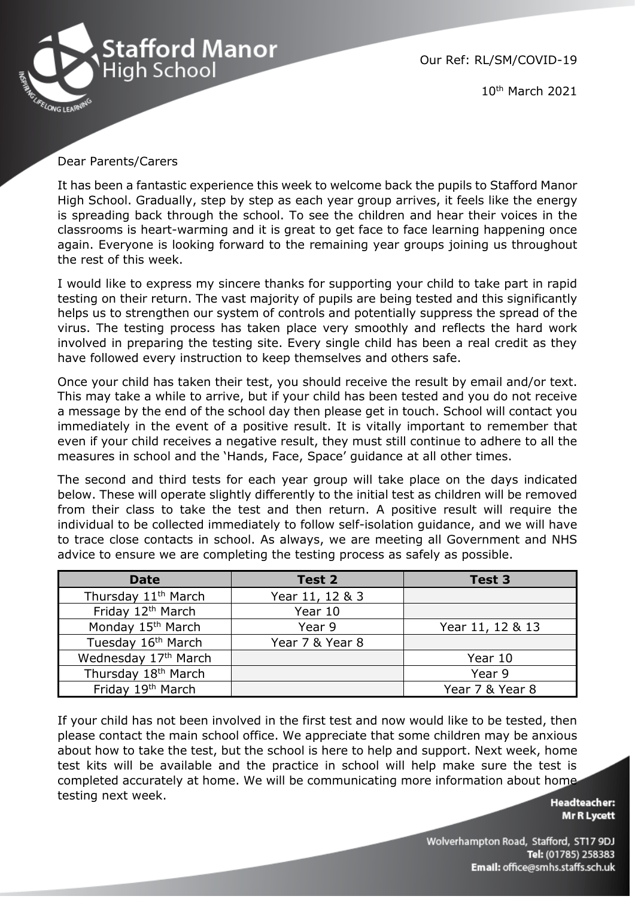# Stafford Manor High School

INSPIRING LIFELONG LEARNING

Our Ref: RL/SM/COVID-19

10th March 2021

Dear Parents/Carers

It has been a fantastic experience this week to welcome back the pupils to Stafford Manor High School. Gradually, step by step as each year group arrives, it feels like the energy is spreading back through the school. To see the children and hear their voices in the classrooms is heart-warming and it is great to get face to face learning happening once again. Everyone is looking forward to the remaining year groups joining us throughout the rest of this week.

I would like to express my sincere thanks for supporting your child to take part in rapid testing on their return. The vast majority of pupils are being tested and this significantly helps us to strengthen our system of controls and potentially suppress the spread of the virus. The testing process has taken place very smoothly and reflects the hard work involved in preparing the testing site. Every single child has been a real credit as they have followed every instruction to keep themselves and others safe.

Once your child has taken their test, you should receive the result by email and/or text. This may take a while to arrive, but if your child has been tested and you do not receive a message by the end of the school day then please get in touch. School will contact you immediately in the event of a positive result. It is vitally important to remember that even if your child receives a negative result, they must still continue to adhere to all the measures in school and the 'Hands, Face, Space' guidance at all other times.

The second and third tests for each year group will take place on the days indicated below. These will operate slightly differently to the initial test as children will be removed from their class to take the test and then return. A positive result will require the individual to be collected immediately to follow self-isolation guidance, and we will have to trace close contacts in school. As always, we are meeting all Government and NHS advice to ensure we are completing the testing process as safely as possible.

| Date | Test 2 | Test 3 |
| --- | --- | --- |
| Thursday 11th March | Year 11, 12 & 3 | |
| Friday 12th March | Year 10 | |
| Monday 15th March | Year 9 | Year 11, 12 & 13 |
| Tuesday 16th March | Year 7 & Year 8 | |
| Wednesday 17th March | | Year 10 |
| Thursday 18th March | | Year 9 |
| Friday 19th March | | Year 7 & Year 8 |

If your child has not been involved in the first test and now would like to be tested, then please contact the main school office. We appreciate that some children may be anxious about how to take the test, but the school is here to help and support. Next week, home test kits will be available and the practice in school will help make sure the test is completed accurately at home. We will be communicating more information about home testing next week.

**Headteacher:**
**Mr R Lycett**

Wolverhampton Road, Stafford, ST17 9DJ
**Tel:** (01785) 258383
**Email:** office@smhs.staffs.sch.uk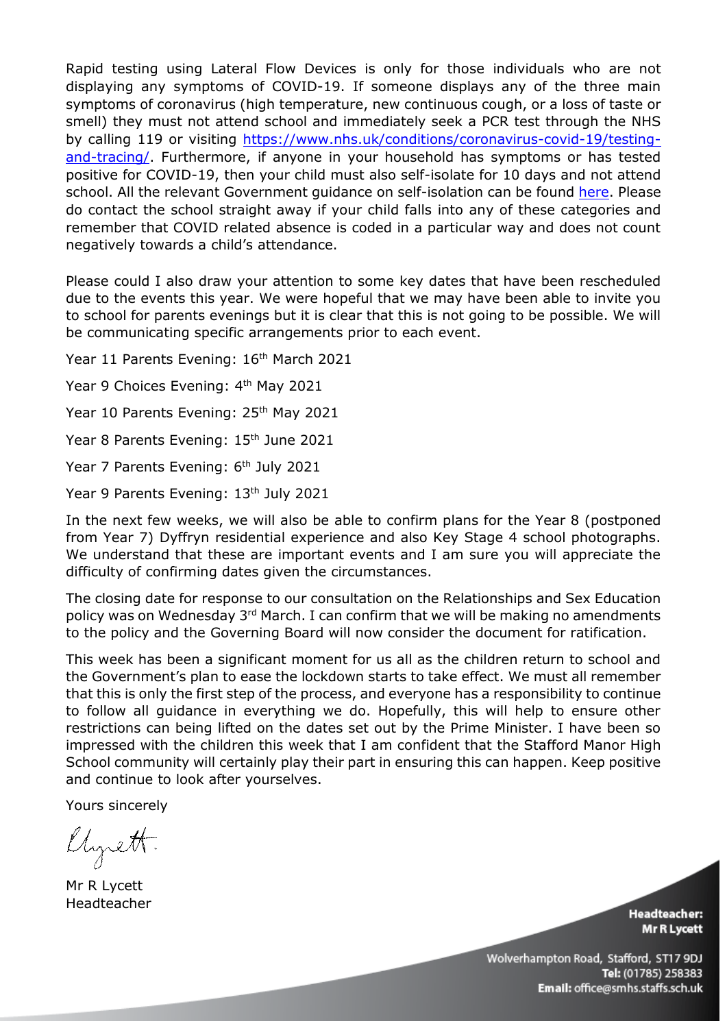Rapid testing using Lateral Flow Devices is only for those individuals who are not displaying any symptoms of COVID-19. If someone displays any of the three main symptoms of coronavirus (high temperature, new continuous cough, or a loss of taste or smell) they must not attend school and immediately seek a PCR test through the NHS by calling 119 or visiting [https://www.nhs.uk/conditions/coronavirus-covid-19/testing-and-tracing/](https://www.nhs.uk/conditions/coronavirus-covid-19/testing-and-tracing/). Furthermore, if anyone in your household has symptoms or has tested positive for COVID-19, then your child must also self-isolate for 10 days and not attend school. All the relevant Government guidance on self-isolation can be found here. Please do contact the school straight away if your child falls into any of these categories and remember that COVID related absence is coded in a particular way and does not count negatively towards a child's attendance.

Please could I also draw your attention to some key dates that have been rescheduled due to the events this year. We were hopeful that we may have been able to invite you to school for parents evenings but it is clear that this is not going to be possible. We will be communicating specific arrangements prior to each event.

Year 11 Parents Evening: 16th March 2021

Year 9 Choices Evening: 4th May 2021

Year 10 Parents Evening: 25th May 2021

Year 8 Parents Evening: 15th June 2021

Year 7 Parents Evening: 6th July 2021

Year 9 Parents Evening: 13th July 2021

In the next few weeks, we will also be able to confirm plans for the Year 8 (postponed from Year 7) Dyffryn residential experience and also Key Stage 4 school photographs. We understand that these are important events and I am sure you will appreciate the difficulty of confirming dates given the circumstances.

The closing date for response to our consultation on the Relationships and Sex Education policy was on Wednesday 3rd March. I can confirm that we will be making no amendments to the policy and the Governing Board will now consider the document for ratification.

This week has been a significant moment for us all as the children return to school and the Government's plan to ease the lockdown starts to take effect. We must all remember that this is only the first step of the process, and everyone has a responsibility to continue to follow all guidance in everything we do. Hopefully, this will help to ensure other restrictions can being lifted on the dates set out by the Prime Minister. I have been so impressed with the children this week that I am confident that the Stafford Manor High School community will certainly play their part in ensuring this can happen. Keep positive and continue to look after yourselves.

Yours sincerely

Mr R Lycett
Headteacher

**Headteacher:**
**Mr R Lycett**

Wolverhampton Road, Stafford, ST17 9DJ
**Tel:** (01785) 258383
**Email:** office@smhs.staffs.sch.uk